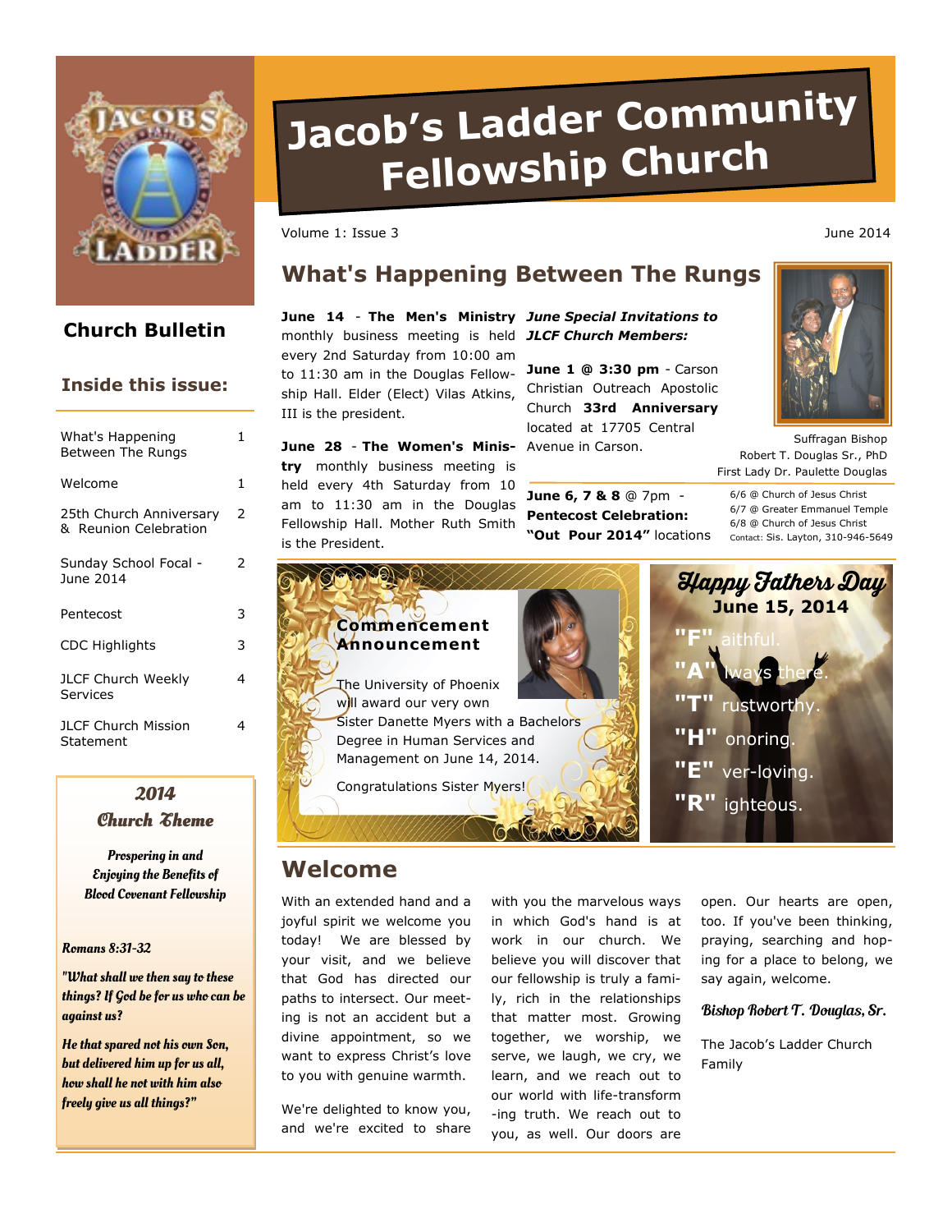# Jacob's Ladder Community Fellowship Church

Volume 1: Issue 3 — June 2014

## Church Bulletin

### Inside this issue:

| | |
|---|---|
| What's Happening Between The Rungs | 1 |
| Welcome | 1 |
| 25th Church Anniversary & Reunion Celebration | 2 |
| Sunday School Focal - June 2014 | 2 |
| Pentecost | 3 |
| CDC Highlights | 3 |
| JLCF Church Weekly Services | 4 |
| JLCF Church Mission Statement | 4 |

### *2014 Church Theme*

***Prospering in and Enjoying the Benefits of Blood Covenant Fellowship***

***Romans 8:31-32***

***"What shall we then say to these things? If God be for us who can be against us?***

***He that spared not his own Son, but delivered him up for us all, how shall he not with him also freely give us all things?"***

## What's Happening Between The Rungs

**June 14** - **The Men's Ministry** monthly business meeting is held every 2nd Saturday from 10:00 am to 11:30 am in the Douglas Fellowship Hall. Elder (Elect) Vilas Atkins, III is the president.

**June 28** - **The Women's Ministry** monthly business meeting is held every 4th Saturday from 10 am to 11:30 am in the Douglas Fellowship Hall. Mother Ruth Smith is the President.

***June Special Invitations to JLCF Church Members:***

**June 1 @ 3:30 pm** - Carson Christian Outreach Apostolic Church **33rd Anniversary** located at 17705 Central Avenue in Carson.

**June 6, 7 & 8** @ 7pm - **Pentecost Celebration: "Out Pour 2014"** locations

6/6 @ Church of Jesus Christ
6/7 @ Greater Emmanuel Temple
6/8 @ Church of Jesus Christ
Contact: Sis. Layton, 310-946-5649

Suffragan Bishop Robert T. Douglas Sr., PhD
First Lady Dr. Paulette Douglas

### Commencement Announcement

The University of Phoenix will award our very own Sister Danette Myers with a Bachelors Degree in Human Services and Management on June 14, 2014.

Congratulations Sister Myers!

### *Happy Fathers Day*

**June 15, 2014**

**"F"** aithful.
**"A"** lways there.
**"T"** rustworthy.
**"H"** onoring.
**"E"** ver-loving.
**"R"** ighteous.

## Welcome

With an extended hand and a joyful spirit we welcome you today! We are blessed by your visit, and we believe that God has directed our paths to intersect. Our meeting is not an accident but a divine appointment, so we want to express Christ's love to you with genuine warmth.

We're delighted to know you, and we're excited to share with you the marvelous ways in which God's hand is at work in our church. We believe you will discover that our fellowship is truly a family, rich in the relationships that matter most. Growing together, we worship, we serve, we laugh, we cry, we learn, and we reach out to our world with life-transforming truth. We reach out to you, as well. Our doors are open. Our hearts are open, too. If you've been thinking, praying, searching and hoping for a place to belong, we say again, welcome.

*Bishop Robert T. Douglas, Sr.*

The Jacob's Ladder Church Family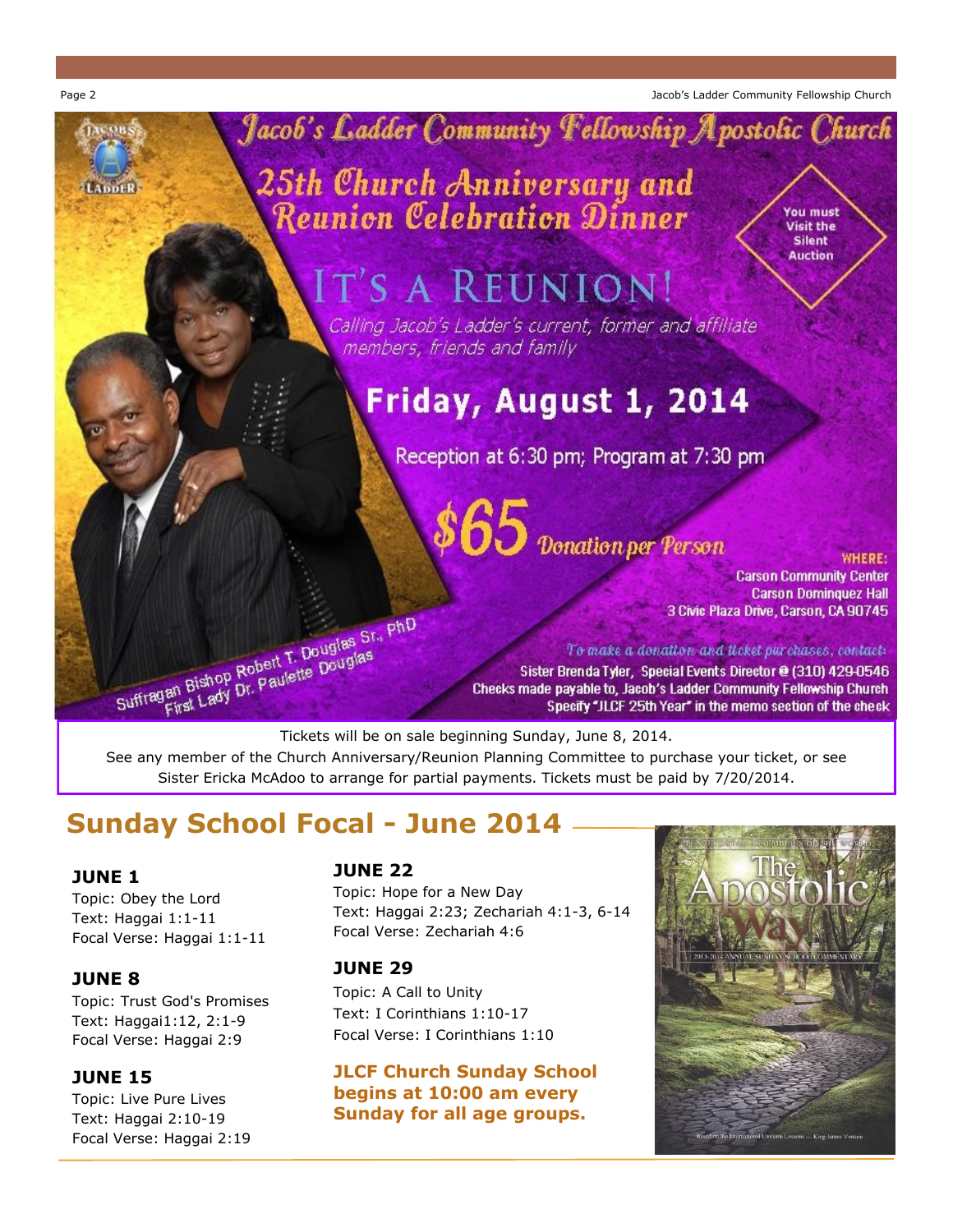# Jacob's Ladder Community Fellowship Apostolic Church

## 25th Church Anniversary and Reunion Celebration Dinner

You must Visit the Silent Auction

## IT'S A REUNION!

*Calling Jacob's Ladder's current, former and affiliate members, friends and family*

**Friday, August 1, 2014**

Reception at 6:30 pm; Program at 7:30 pm

**$65** *Donation per Person*

**WHERE:**
Carson Community Center
Carson Dominquez Hall
3 Civic Plaza Drive, Carson, CA 90745

*To make a donation and ticket purchases, contact:*
Sister Brenda Tyler, Special Events Director @ (310) 429-0546
Checks made payable to, Jacob's Ladder Community Fellowship Church
Specify "JLCF 25th Year" in the memo section of the check

Suffragan Bishop Robert T. Douglas Sr., PhD
First Lady Dr. Paulette Douglas

Tickets will be on sale beginning Sunday, June 8, 2014.
See any member of the Church Anniversary/Reunion Planning Committee to purchase your ticket, or see Sister Ericka McAdoo to arrange for partial payments. Tickets must be paid by 7/20/2014.

## Sunday School Focal - June 2014

### JUNE 1
Topic: Obey the Lord
Text: Haggai 1:1-11
Focal Verse: Haggai 1:1-11

### JUNE 8
Topic: Trust God's Promises
Text: Haggai1:12, 2:1-9
Focal Verse: Haggai 2:9

### JUNE 15
Topic: Live Pure Lives
Text: Haggai 2:10-19
Focal Verse: Haggai 2:19

### JUNE 22
Topic: Hope for a New Day
Text: Haggai 2:23; Zechariah 4:1-3, 6-14
Focal Verse: Zechariah 4:6

### JUNE 29
Topic: A Call to Unity
Text: I Corinthians 1:10-17
Focal Verse: I Corinthians 1:10

**JLCF Church Sunday School begins at 10:00 am every Sunday for all age groups.**

PENTECOSTAL ASSEMBLIES OF THE WORLD
The Apostolic Way
2013-2014 ANNUAL SUNDAY SCHOOL COMMENTARY
Based on the International Uniform Lessons — King James Version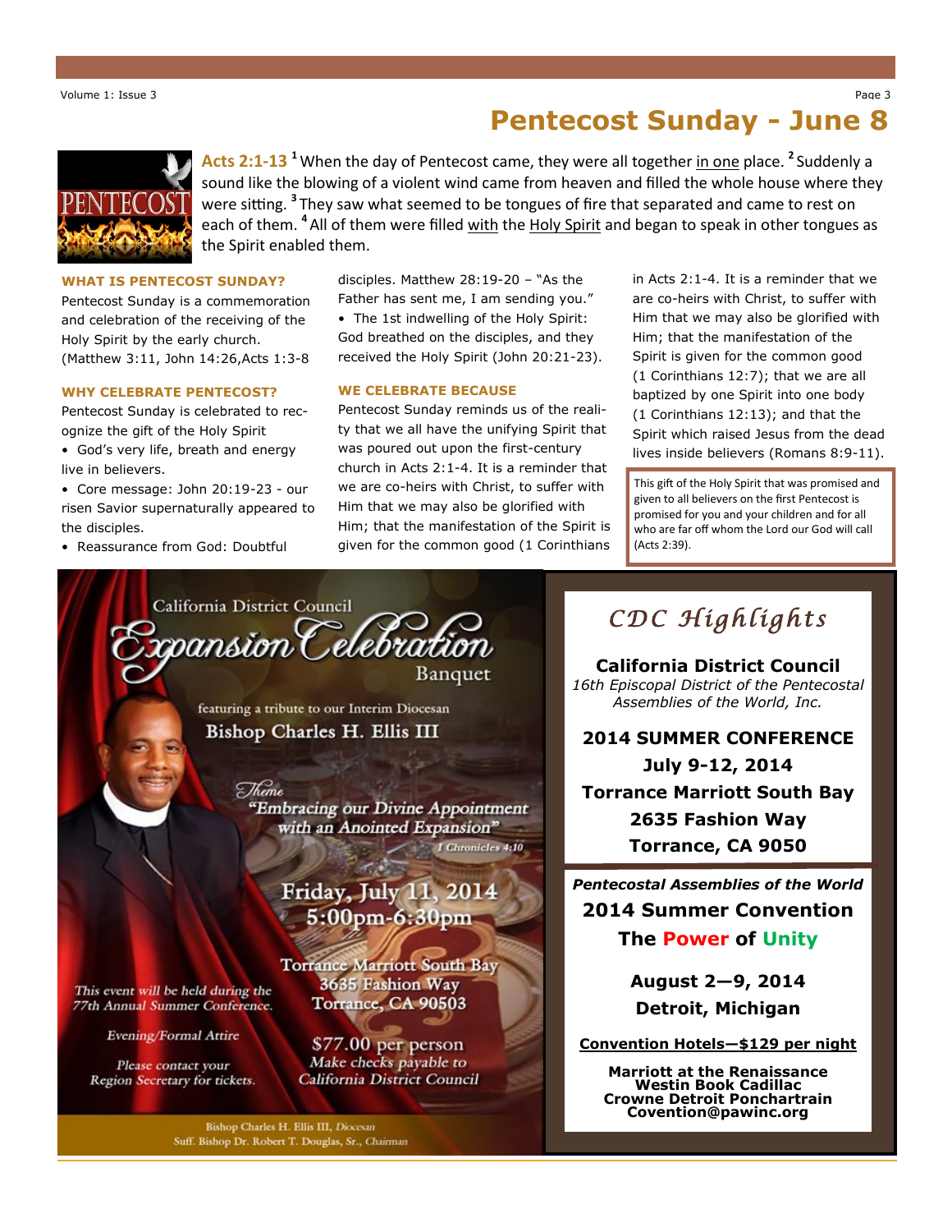# Pentecost Sunday - June 8

**Acts 2:1-13** [1] When the day of Pentecost came, they were all together in one place. [2] Suddenly a sound like the blowing of a violent wind came from heaven and filled the whole house where they were sitting. [3] They saw what seemed to be tongues of fire that separated and came to rest on each of them. [4] All of them were filled with the Holy Spirit and began to speak in other tongues as the Spirit enabled them.

### WHAT IS PENTECOST SUNDAY?

Pentecost Sunday is a commemoration and celebration of the receiving of the Holy Spirit by the early church. (Matthew 3:11, John 14:26,Acts 1:3-8

### WHY CELEBRATE PENTECOST?

Pentecost Sunday is celebrated to recognize the gift of the Holy Spirit

- God's very life, breath and energy live in believers.
- Core message: John 20:19-23 - our risen Savior supernaturally appeared to the disciples.
- Reassurance from God: Doubtful disciples. Matthew 28:19-20 – "As the Father has sent me, I am sending you."
- The 1st indwelling of the Holy Spirit: God breathed on the disciples, and they received the Holy Spirit (John 20:21-23).

### WE CELEBRATE BECAUSE

Pentecost Sunday reminds us of the reality that we all have the unifying Spirit that was poured out upon the first-century church in Acts 2:1-4. It is a reminder that we are co-heirs with Christ, to suffer with Him that we may also be glorified with Him; that the manifestation of the Spirit is given for the common good (1 Corinthians in Acts 2:1-4. It is a reminder that we are co-heirs with Christ, to suffer with Him that we may also be glorified with Him; that the manifestation of the Spirit is given for the common good (1 Corinthians 12:7); that we are all baptized by one Spirit into one body (1 Corinthians 12:13); and that the Spirit which raised Jesus from the dead lives inside believers (Romans 8:9-11).

This gift of the Holy Spirit that was promised and given to all believers on the first Pentecost is promised for you and your children and for all who are far off whom the Lord our God will call (Acts 2:39).

California District Council

*Expansion Celebration* Banquet

featuring a tribute to our Interim Diocesan

Bishop Charles H. Ellis III

*Theme*

*"Embracing our Divine Appointment with an Anointed Expansion"*

*I Chronicles 4:10*

Friday, July 11, 2014
5:00pm-6:30pm

Torrance Marriott South Bay
3635 Fashion Way
Torrance, CA 90503

*This event will be held during the 77th Annual Summer Conference.*

*Evening/Formal Attire*

*Please contact your Region Secretary for tickets.*

$77.00 per person
*Make checks payable to California District Council*

Bishop Charles H. Ellis III, *Diocesan*
Suff. Bishop Dr. Robert T. Douglas, Sr., *Chairman*

## *CDC Highlights*

**California District Council**
*16th Episcopal District of the Pentecostal Assemblies of the World, Inc.*

**2014 SUMMER CONFERENCE**
**July 9-12, 2014**
**Torrance Marriott South Bay**
**2635 Fashion Way**
**Torrance, CA 9050**

***Pentecostal Assemblies of the World***
**2014 Summer Convention**
**The Power of Unity**

**August 2—9, 2014**
**Detroit, Michigan**

**Convention Hotels—$129 per night**

**Marriott at the Renaissance**
**Westin Book Cadillac**
**Crowne Detroit Ponchartrain**
**Covention@pawinc.org**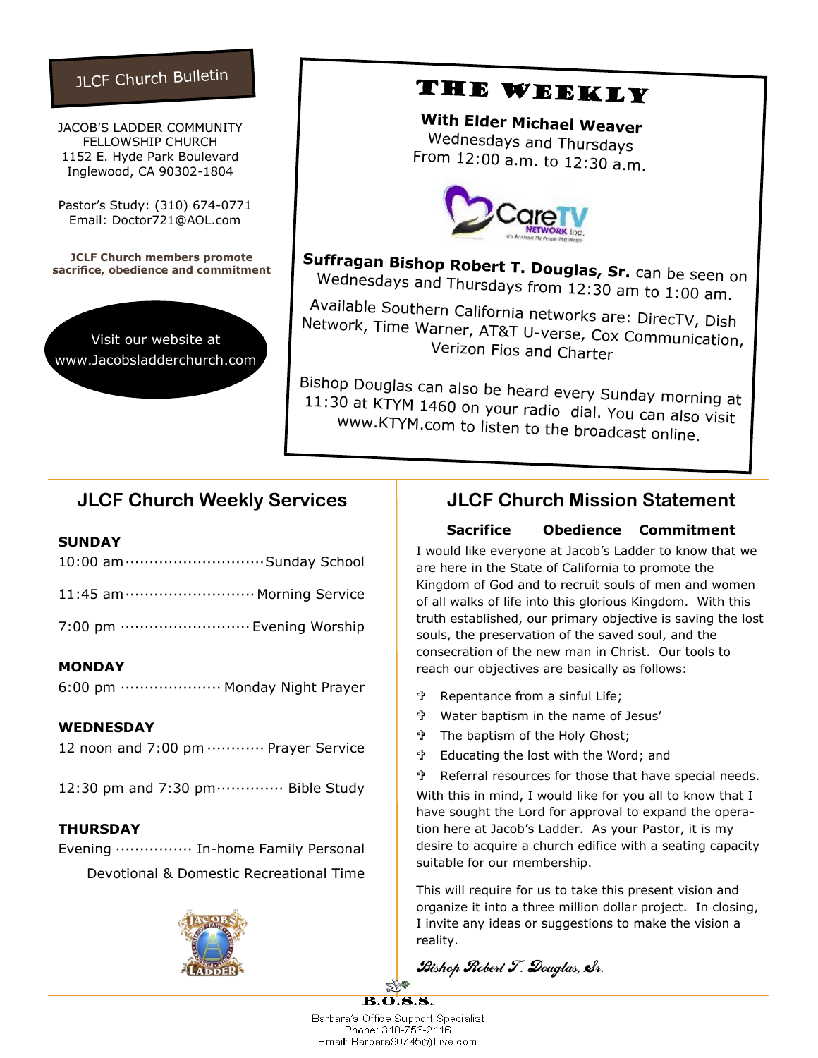## JLCF Church Bulletin

JACOB'S LADDER COMMUNITY FELLOWSHIP CHURCH
1152 E. Hyde Park Boulevard
Inglewood, CA 90302-1804

Pastor's Study: (310) 674-0771
Email: Doctor721@AOL.com

**JCLF Church members promote sacrifice, obedience and commitment**

Visit our website at
www.Jacobsladderchurch.com

# THE WEEKLY

**With Elder Michael Weaver**
Wednesdays and Thursdays
From 12:00 a.m. to 12:30 a.m.

CareTV NETWORK Inc.
It's All About The People That Watch

**Suffragan Bishop Robert T. Douglas, Sr.** can be seen on Wednesdays and Thursdays from 12:30 am to 1:00 am.

Available Southern California networks are: DirecTV, Dish Network, Time Warner, AT&T U-verse, Cox Communication, Verizon Fios and Charter

Bishop Douglas can also be heard every Sunday morning at 11:30 at KTYM 1460 on your radio dial. You can also visit www.KTYM.com to listen to the broadcast online.

## JLCF Church Weekly Services

**SUNDAY**

10:00 am ............................ Sunday School

11:45 am ............................ Morning Service

7:00 pm ............................ Evening Worship

**MONDAY**

6:00 pm ..................... Monday Night Prayer

**WEDNESDAY**

12 noon and 7:00 pm ............ Prayer Service

12:30 pm and 7:30 pm .............. Bible Study

**THURSDAY**

Evening ................ In-home Family Personal Devotional & Domestic Recreational Time

## JLCF Church Mission Statement

**Sacrifice Obedience Commitment**

I would like everyone at Jacob's Ladder to know that we are here in the State of California to promote the Kingdom of God and to recruit souls of men and women of all walks of life into this glorious Kingdom. With this truth established, our primary objective is saving the lost souls, the preservation of the saved soul, and the consecration of the new man in Christ. Our tools to reach our objectives are basically as follows:

- Repentance from a sinful Life;
- Water baptism in the name of Jesus'
- The baptism of the Holy Ghost;
- Educating the lost with the Word; and
- Referral resources for those that have special needs.

With this in mind, I would like for you all to know that I have sought the Lord for approval to expand the operation here at Jacob's Ladder. As your Pastor, it is my desire to acquire a church edifice with a seating capacity suitable for our membership.

This will require for us to take this present vision and organize it into a three million dollar project. In closing, I invite any ideas or suggestions to make the vision a reality.

*Bishop Robert T. Douglas, Sr.*

B.O.S.S.
Barbara's Office Support Specialist
Phone: 310-756-2116
Email: Barbara90745@Live.com